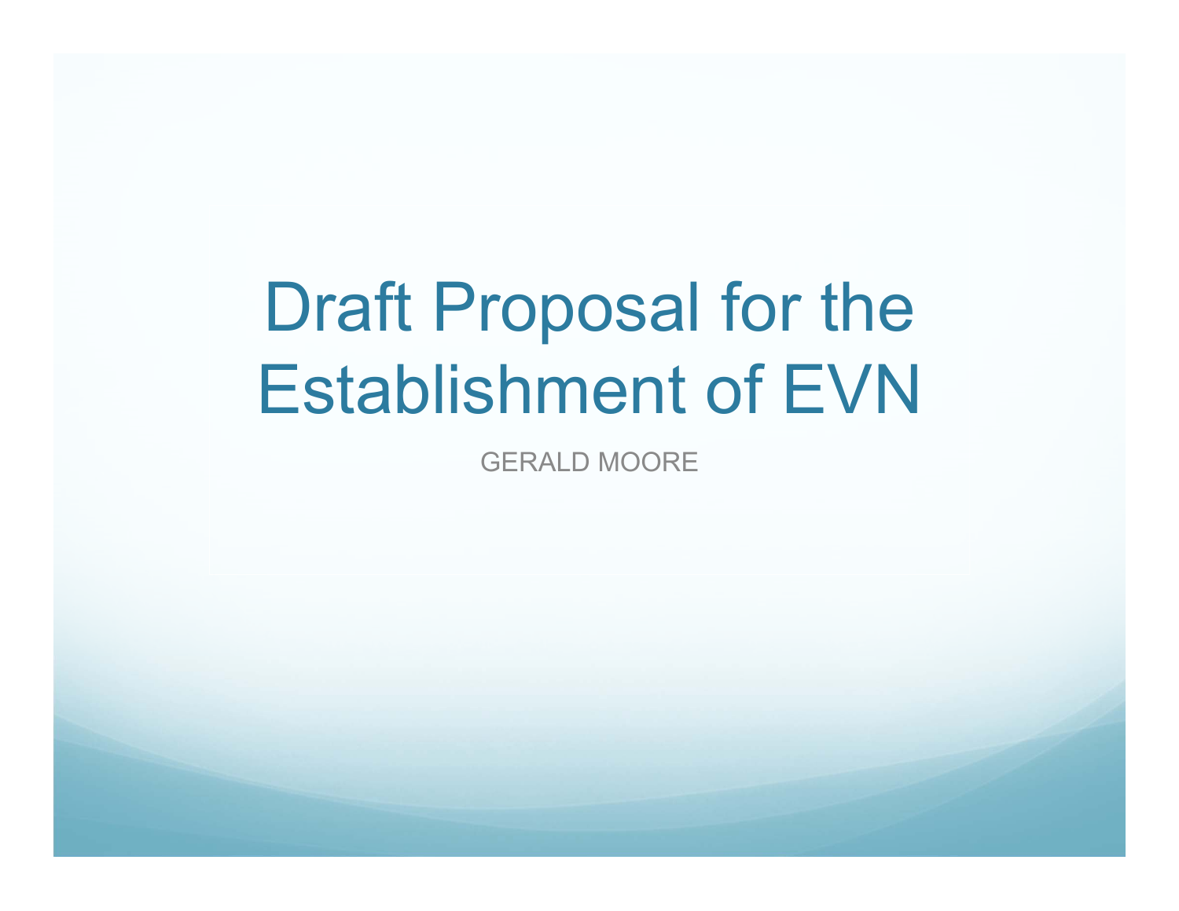# Draft Proposal for the Establishment of EVN

GERALD MOORE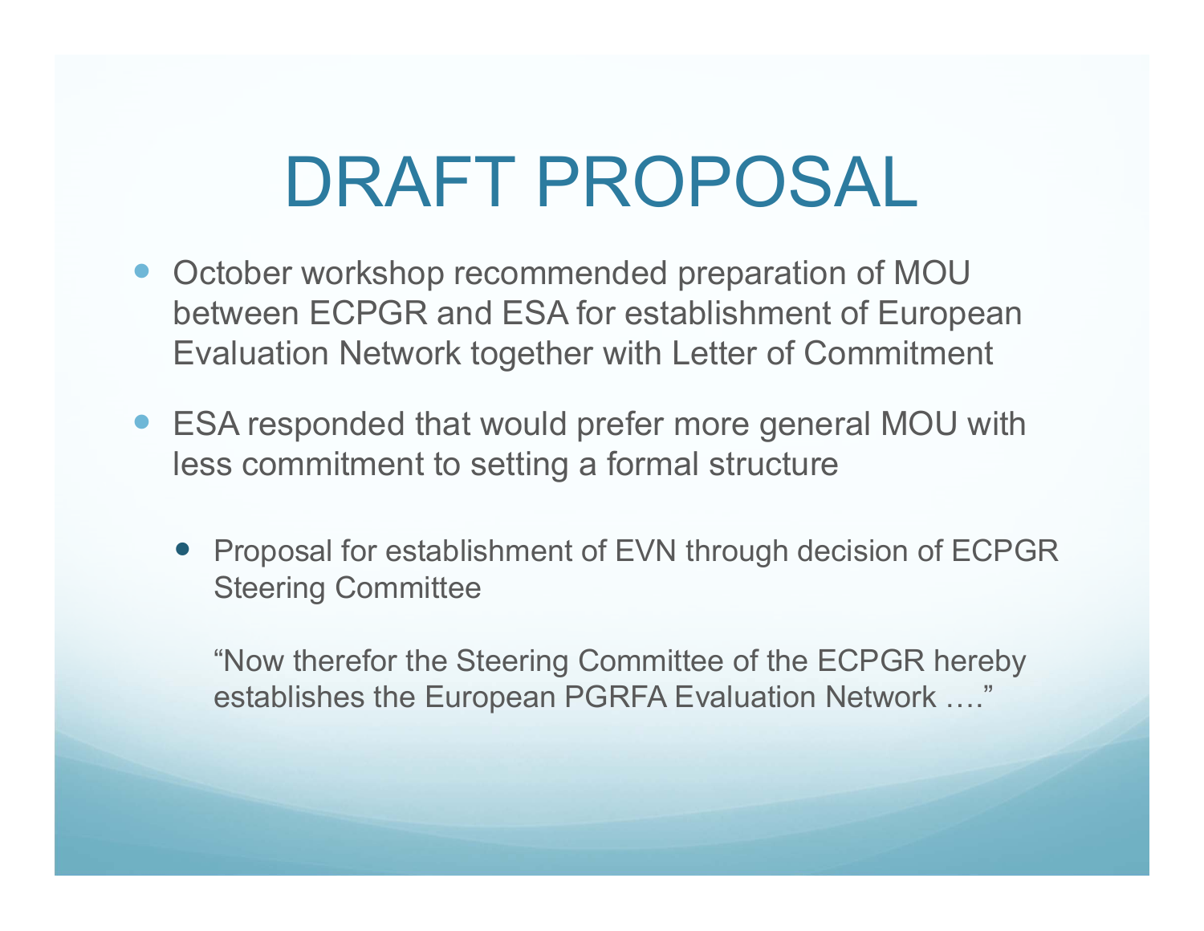# DRAFT PROPOSAL

- October workshop recommended preparation of MOU between ECPGR and ESA for establishment of European Evaluation Network together with Letter of Commitment
- ESA responded that would prefer more general MOU with less commitment to setting a formal structure
  - Proposal for establishment of EVN through decision of ECPGR Steering Committee

    "Now therefor the Steering Committee of the ECPGR hereby establishes the European PGRFA Evaluation Network …."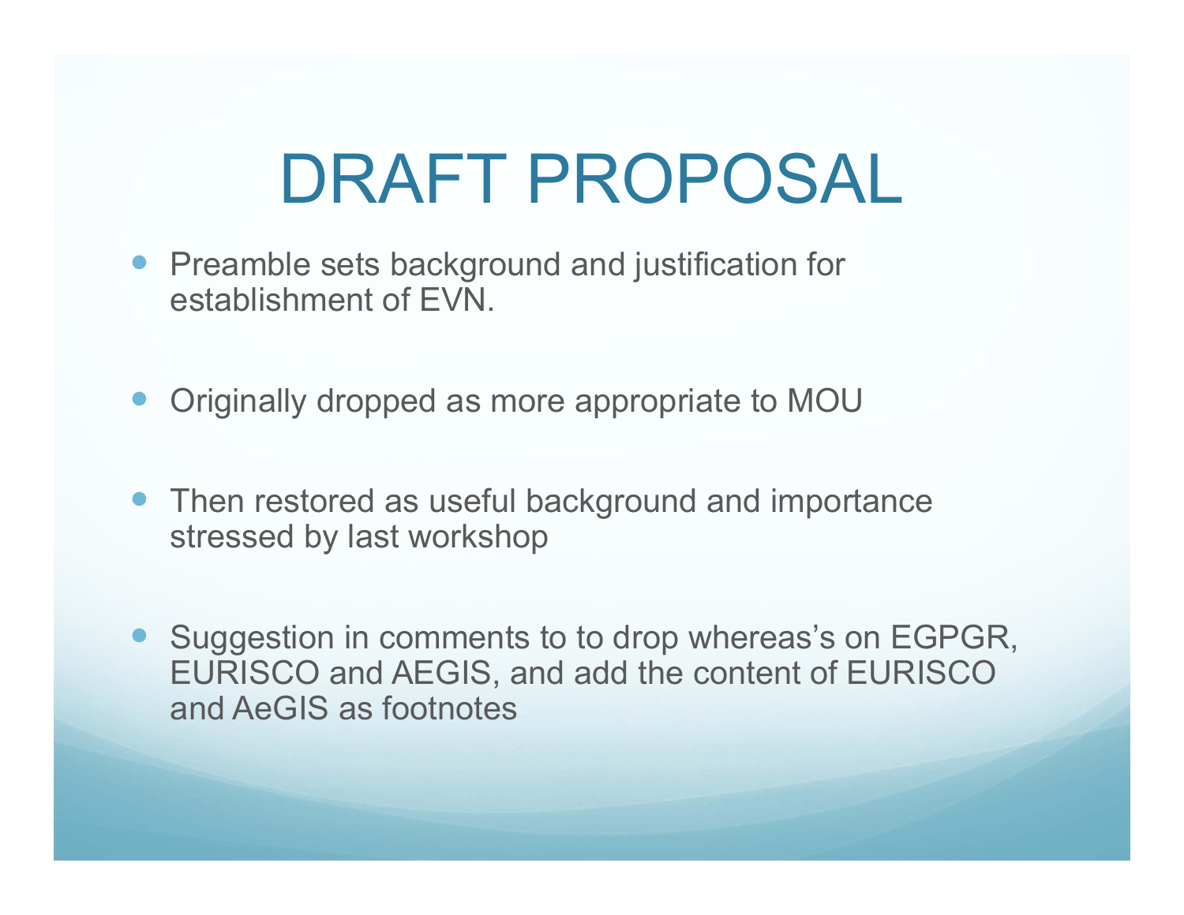# DRAFT PROPOSAL

- Preamble sets background and justification for establishment of EVN.
- Originally dropped as more appropriate to MOU
- Then restored as useful background and importance stressed by last workshop
- Suggestion in comments to to drop whereas's on EGPGR, EURISCO and AEGIS, and add the content of EURISCO and AeGIS as footnotes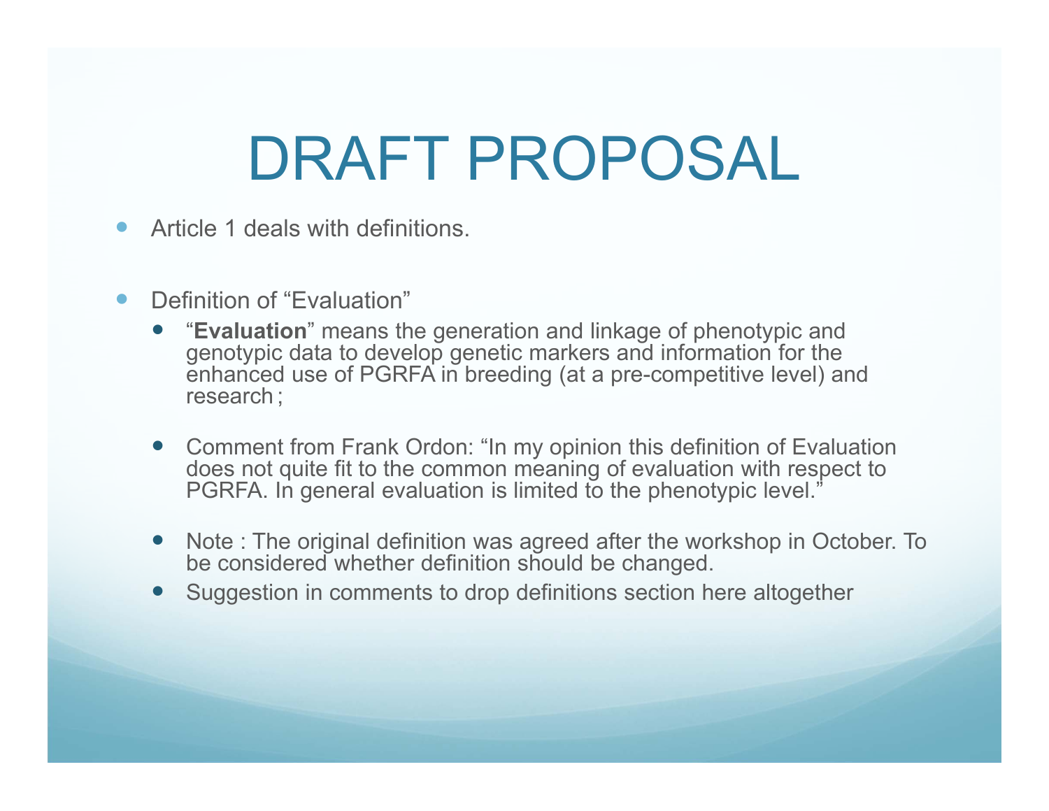# DRAFT PROPOSAL

- Article 1 deals with definitions.

- Definition of "Evaluation"
  - "**Evaluation**" means the generation and linkage of phenotypic and genotypic data to develop genetic markers and information for the enhanced use of PGRFA in breeding (at a pre-competitive level) and research;

  - Comment from Frank Ordon: "In my opinion this definition of Evaluation does not quite fit to the common meaning of evaluation with respect to PGRFA. In general evaluation is limited to the phenotypic level."

  - Note : The original definition was agreed after the workshop in October. To be considered whether definition should be changed.
  - Suggestion in comments to drop definitions section here altogether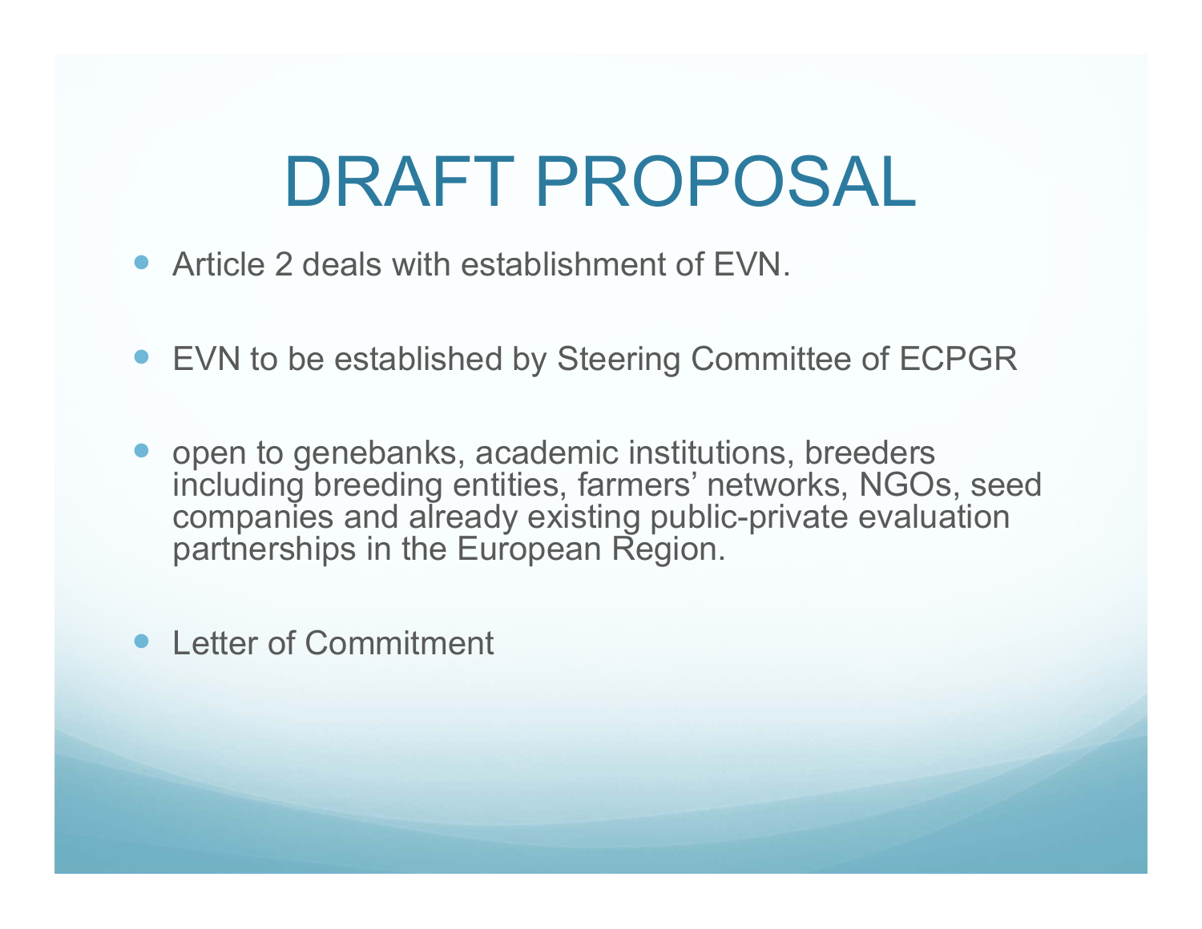# DRAFT PROPOSAL

- Article 2 deals with establishment of EVN.
- EVN to be established by Steering Committee of ECPGR
- open to genebanks, academic institutions, breeders including breeding entities, farmers' networks, NGOs, seed companies and already existing public-private evaluation partnerships in the European Region.
- Letter of Commitment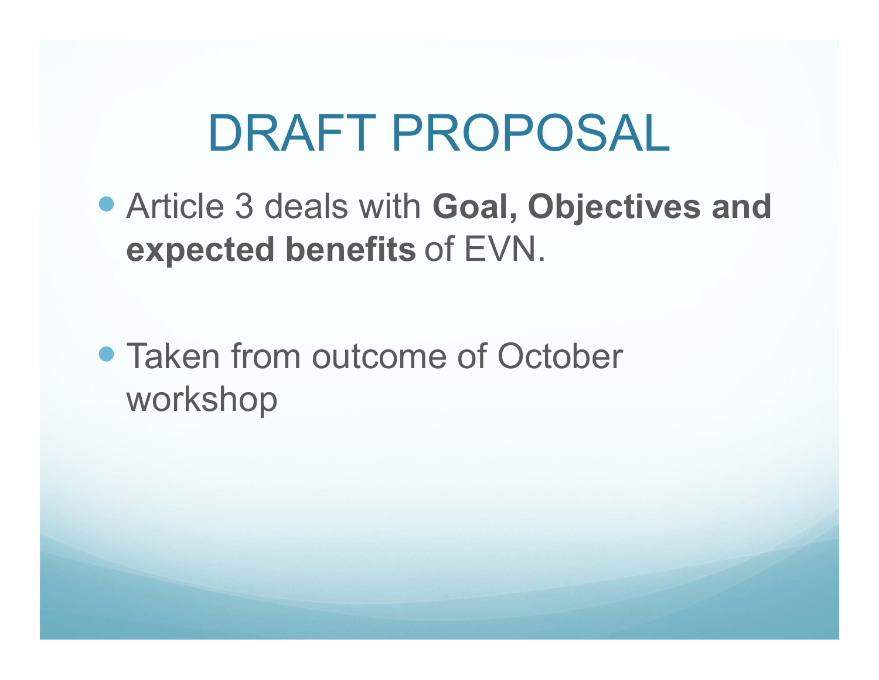# DRAFT PROPOSAL

- Article 3 deals with **Goal, Objectives and expected benefits** of EVN.
- Taken from outcome of October workshop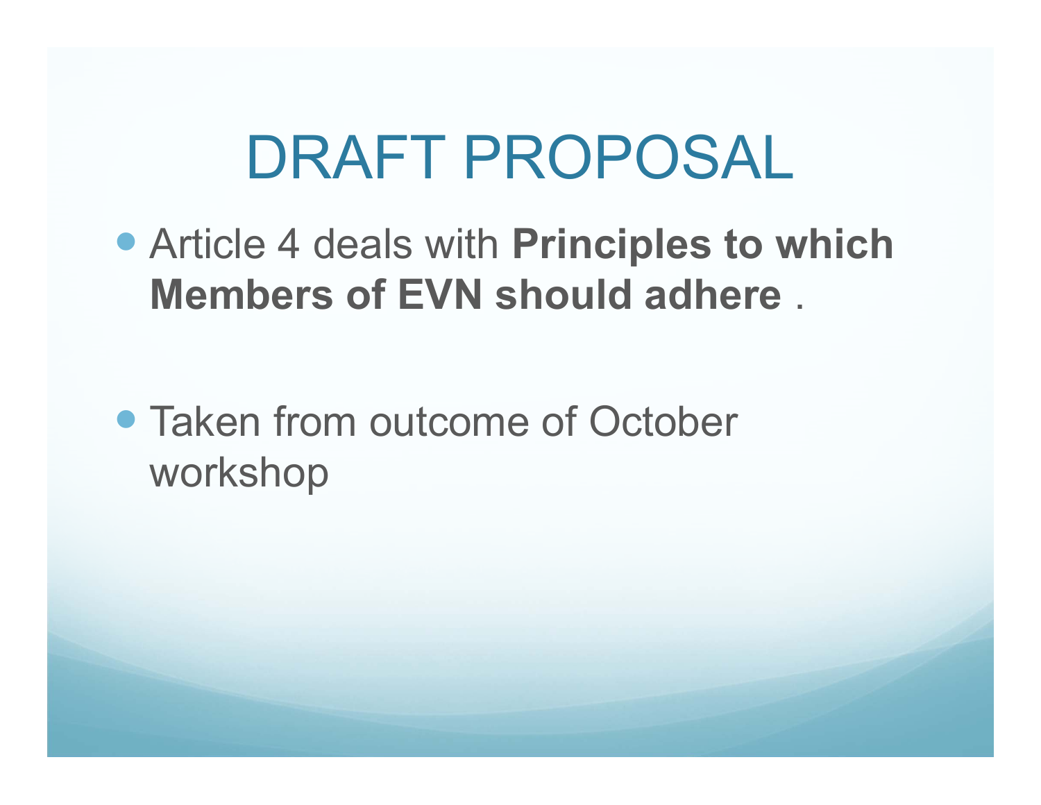# DRAFT PROPOSAL

- Article 4 deals with **Principles to which Members of EVN should adhere** .

- Taken from outcome of October workshop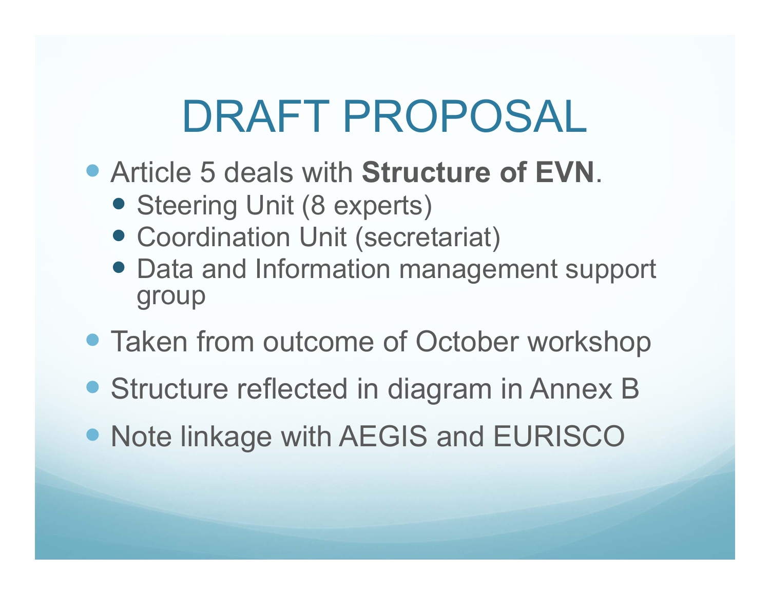# DRAFT PROPOSAL

- Article 5 deals with **Structure of EVN**.
  - Steering Unit (8 experts)
  - Coordination Unit (secretariat)
  - Data and Information management support group
- Taken from outcome of October workshop
- Structure reflected in diagram in Annex B
- Note linkage with AEGIS and EURISCO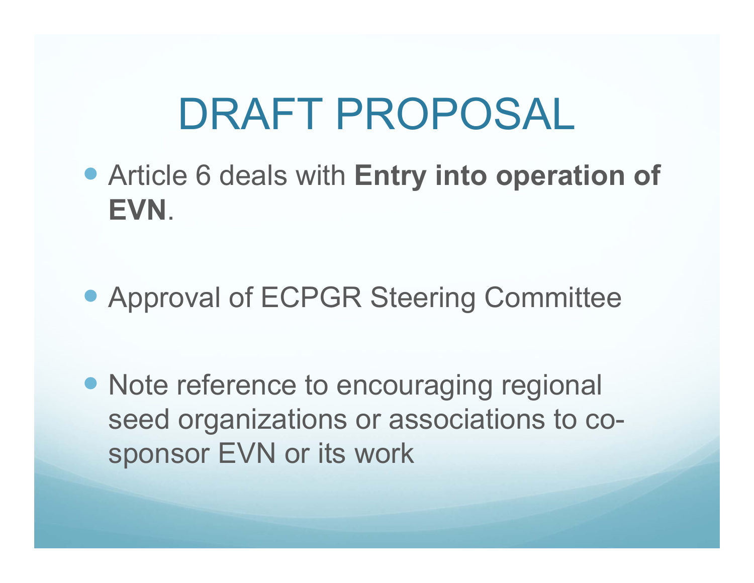# DRAFT PROPOSAL

- Article 6 deals with **Entry into operation of EVN**.
- Approval of ECPGR Steering Committee
- Note reference to encouraging regional seed organizations or associations to co-sponsor EVN or its work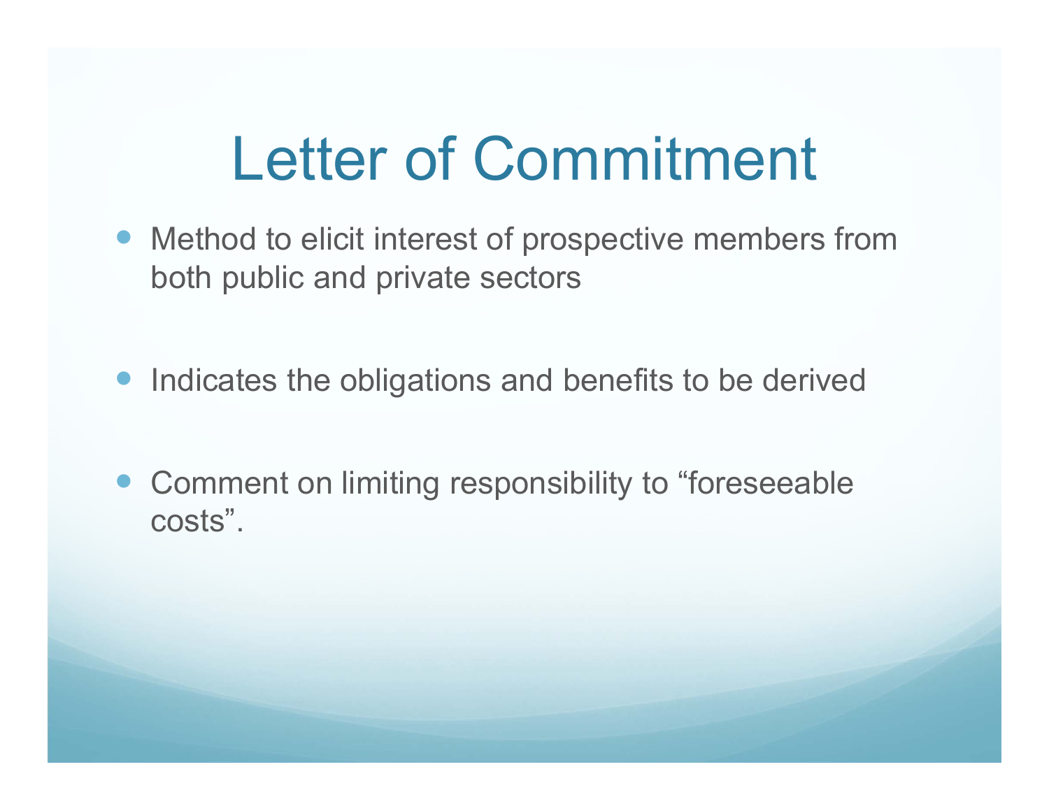# Letter of Commitment

- Method to elicit interest of prospective members from both public and private sectors
- Indicates the obligations and benefits to be derived
- Comment on limiting responsibility to “foreseeable costs”.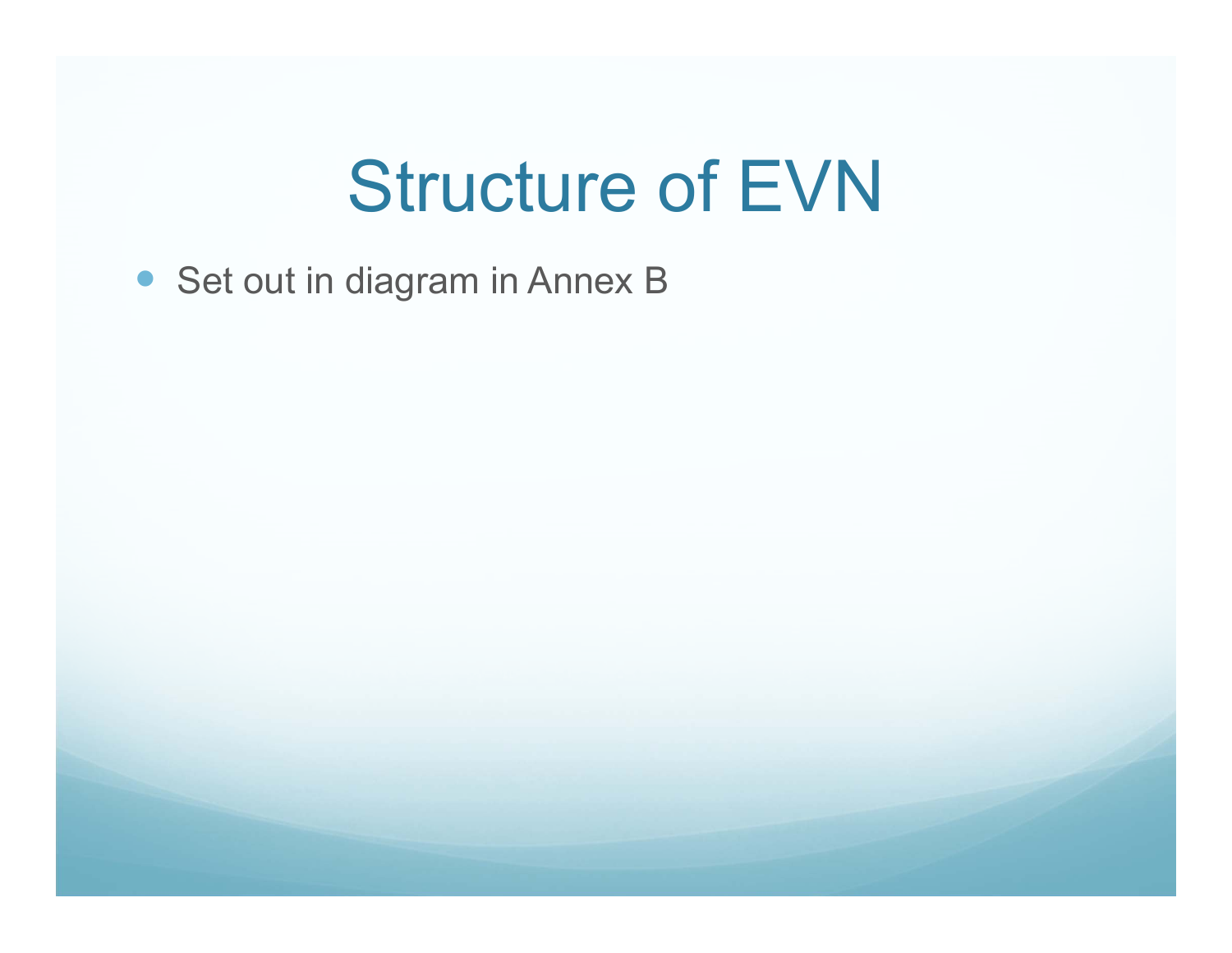# Structure of EVN

- Set out in diagram in Annex B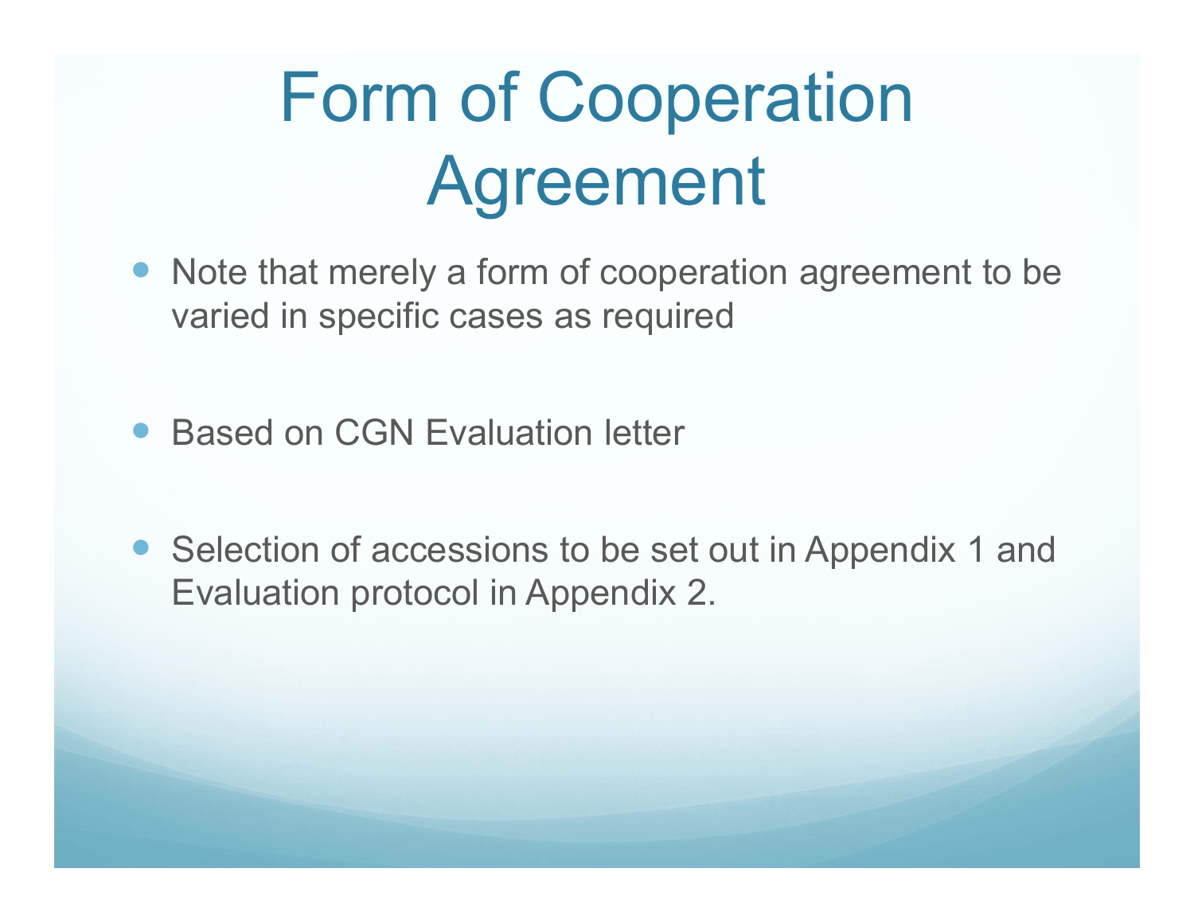# Form of Cooperation Agreement

- Note that merely a form of cooperation agreement to be varied in specific cases as required
- Based on CGN Evaluation letter
- Selection of accessions to be set out in Appendix 1 and Evaluation protocol in Appendix 2.